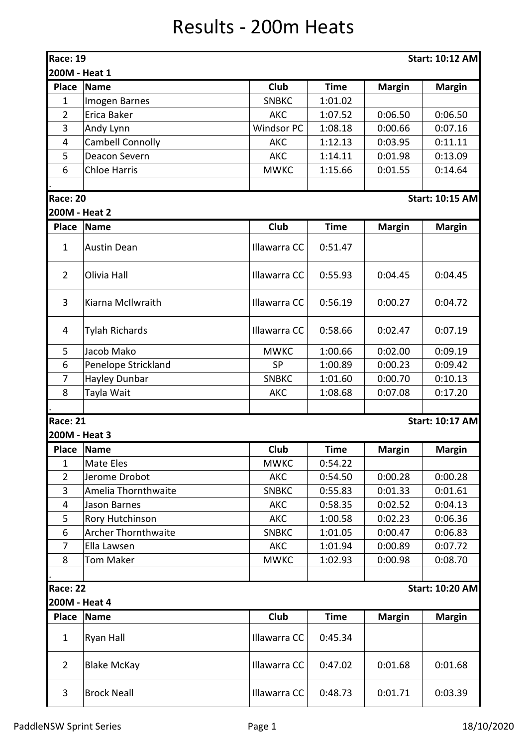# Results - 200m Heats

**Race: 19** — **Start: 10:12 AM**

**200M - Heat 1**

| Place | Name | Club | Time | Margin | Margin |
|---|---|---|---|---|---|
| 1 | Imogen Barnes | SNBKC | 1:01.02 | | |
| 2 | Erica Baker | AKC | 1:07.52 | 0:06.50 | 0:06.50 |
| 3 | Andy Lynn | Windsor PC | 1:08.18 | 0:00.66 | 0:07.16 |
| 4 | Cambell Connolly | AKC | 1:12.13 | 0:03.95 | 0:11.11 |
| 5 | Deacon Severn | AKC | 1:14.11 | 0:01.98 | 0:13.09 |
| 6 | Chloe Harris | MWKC | 1:15.66 | 0:01.55 | 0:14.64 |

**Race: 20** — **Start: 10:15 AM**

**200M - Heat 2**

| Place | Name | Club | Time | Margin | Margin |
|---|---|---|---|---|---|
| 1 | Austin Dean | Illawarra CC | 0:51.47 | | |
| 2 | Olivia Hall | Illawarra CC | 0:55.93 | 0:04.45 | 0:04.45 |
| 3 | Kiarna McIlwraith | Illawarra CC | 0:56.19 | 0:00.27 | 0:04.72 |
| 4 | Tylah Richards | Illawarra CC | 0:58.66 | 0:02.47 | 0:07.19 |
| 5 | Jacob Mako | MWKC | 1:00.66 | 0:02.00 | 0:09.19 |
| 6 | Penelope Strickland | SP | 1:00.89 | 0:00.23 | 0:09.42 |
| 7 | Hayley Dunbar | SNBKC | 1:01.60 | 0:00.70 | 0:10.13 |
| 8 | Tayla Wait | AKC | 1:08.68 | 0:07.08 | 0:17.20 |

**Race: 21** — **Start: 10:17 AM**

**200M - Heat 3**

| Place | Name | Club | Time | Margin | Margin |
|---|---|---|---|---|---|
| 1 | Mate Eles | MWKC | 0:54.22 | | |
| 2 | Jerome Drobot | AKC | 0:54.50 | 0:00.28 | 0:00.28 |
| 3 | Amelia Thornthwaite | SNBKC | 0:55.83 | 0:01.33 | 0:01.61 |
| 4 | Jason Barnes | AKC | 0:58.35 | 0:02.52 | 0:04.13 |
| 5 | Rory Hutchinson | AKC | 1:00.58 | 0:02.23 | 0:06.36 |
| 6 | Archer Thornthwaite | SNBKC | 1:01.05 | 0:00.47 | 0:06.83 |
| 7 | Ella Lawsen | AKC | 1:01.94 | 0:00.89 | 0:07.72 |
| 8 | Tom Maker | MWKC | 1:02.93 | 0:00.98 | 0:08.70 |

**Race: 22** — **Start: 10:20 AM**

**200M - Heat 4**

| Place | Name | Club | Time | Margin | Margin |
|---|---|---|---|---|---|
| 1 | Ryan Hall | Illawarra CC | 0:45.34 | | |
| 2 | Blake McKay | Illawarra CC | 0:47.02 | 0:01.68 | 0:01.68 |
| 3 | Brock Neall | Illawarra CC | 0:48.73 | 0:01.71 | 0:03.39 |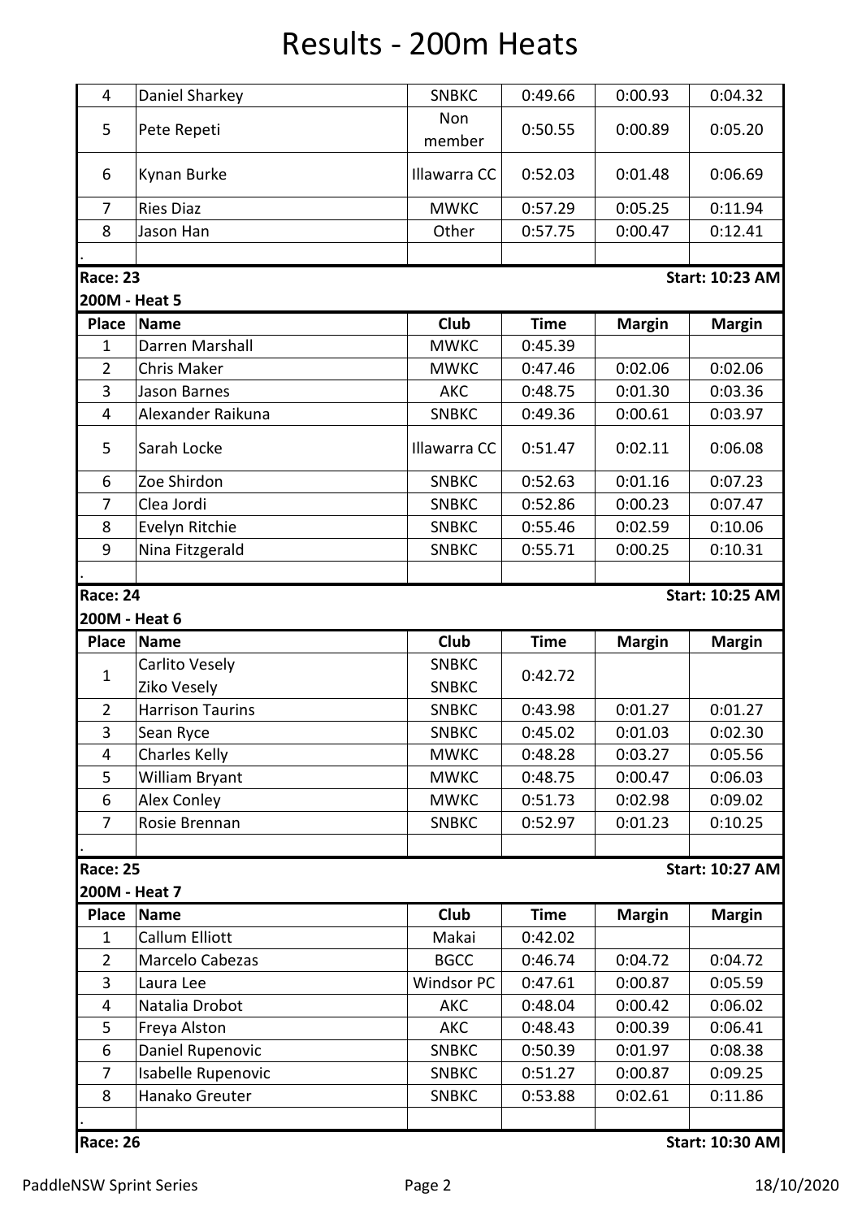# Results - 200m Heats

| Place | Name | Club | Time | Margin | Margin |
|---|---|---|---|---|---|
| 4 | Daniel Sharkey | SNBKC | 0:49.66 | 0:00.93 | 0:04.32 |
| 5 | Pete Repeti | Non member | 0:50.55 | 0:00.89 | 0:05.20 |
| 6 | Kynan Burke | Illawarra CC | 0:52.03 | 0:01.48 | 0:06.69 |
| 7 | Ries Diaz | MWKC | 0:57.29 | 0:05.25 | 0:11.94 |
| 8 | Jason Han | Other | 0:57.75 | 0:00.47 | 0:12.41 |

**Race: 23** — **Start: 10:23 AM**

**200M - Heat 5**

| Place | Name | Club | Time | Margin | Margin |
|---|---|---|---|---|---|
| 1 | Darren Marshall | MWKC | 0:45.39 | | |
| 2 | Chris Maker | MWKC | 0:47.46 | 0:02.06 | 0:02.06 |
| 3 | Jason Barnes | AKC | 0:48.75 | 0:01.30 | 0:03.36 |
| 4 | Alexander Raikuna | SNBKC | 0:49.36 | 0:00.61 | 0:03.97 |
| 5 | Sarah Locke | Illawarra CC | 0:51.47 | 0:02.11 | 0:06.08 |
| 6 | Zoe Shirdon | SNBKC | 0:52.63 | 0:01.16 | 0:07.23 |
| 7 | Clea Jordi | SNBKC | 0:52.86 | 0:00.23 | 0:07.47 |
| 8 | Evelyn Ritchie | SNBKC | 0:55.46 | 0:02.59 | 0:10.06 |
| 9 | Nina Fitzgerald | SNBKC | 0:55.71 | 0:00.25 | 0:10.31 |

**Race: 24** — **Start: 10:25 AM**

**200M - Heat 6**

| Place | Name | Club | Time | Margin | Margin |
|---|---|---|---|---|---|
| 1 | Carlito Vesely<br>Ziko Vesely | SNBKC<br>SNBKC | 0:42.72 | | |
| 2 | Harrison Taurins | SNBKC | 0:43.98 | 0:01.27 | 0:01.27 |
| 3 | Sean Ryce | SNBKC | 0:45.02 | 0:01.03 | 0:02.30 |
| 4 | Charles Kelly | MWKC | 0:48.28 | 0:03.27 | 0:05.56 |
| 5 | William Bryant | MWKC | 0:48.75 | 0:00.47 | 0:06.03 |
| 6 | Alex Conley | MWKC | 0:51.73 | 0:02.98 | 0:09.02 |
| 7 | Rosie Brennan | SNBKC | 0:52.97 | 0:01.23 | 0:10.25 |

**Race: 25** — **Start: 10:27 AM**

**200M - Heat 7**

| Place | Name | Club | Time | Margin | Margin |
|---|---|---|---|---|---|
| 1 | Callum Elliott | Makai | 0:42.02 | | |
| 2 | Marcelo Cabezas | BGCC | 0:46.74 | 0:04.72 | 0:04.72 |
| 3 | Laura Lee | Windsor PC | 0:47.61 | 0:00.87 | 0:05.59 |
| 4 | Natalia Drobot | AKC | 0:48.04 | 0:00.42 | 0:06.02 |
| 5 | Freya Alston | AKC | 0:48.43 | 0:00.39 | 0:06.41 |
| 6 | Daniel Rupenovic | SNBKC | 0:50.39 | 0:01.97 | 0:08.38 |
| 7 | Isabelle Rupenovic | SNBKC | 0:51.27 | 0:00.87 | 0:09.25 |
| 8 | Hanako Greuter | SNBKC | 0:53.88 | 0:02.61 | 0:11.86 |

**Race: 26** — **Start: 10:30 AM**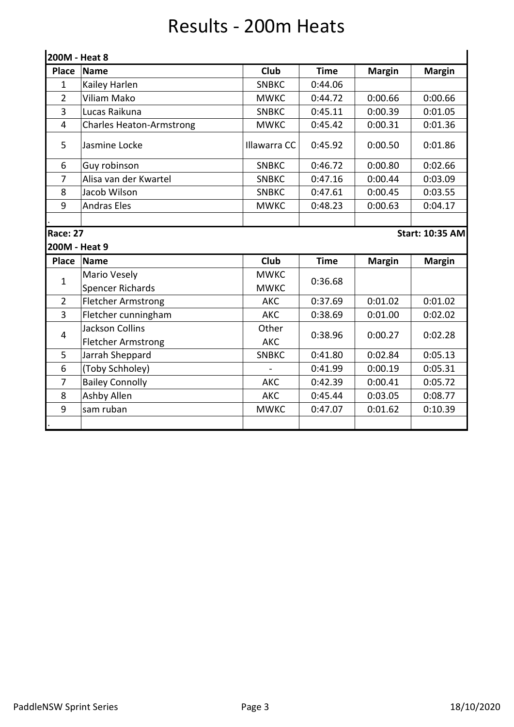# Results - 200m Heats

**200M - Heat 8**

| Place | Name | Club | Time | Margin | Margin |
|---|---|---|---|---|---|
| 1 | Kailey Harlen | SNBKC | 0:44.06 | | |
| 2 | Viliam Mako | MWKC | 0:44.72 | 0:00.66 | 0:00.66 |
| 3 | Lucas Raikuna | SNBKC | 0:45.11 | 0:00.39 | 0:01.05 |
| 4 | Charles Heaton-Armstrong | MWKC | 0:45.42 | 0:00.31 | 0:01.36 |
| 5 | Jasmine Locke | Illawarra CC | 0:45.92 | 0:00.50 | 0:01.86 |
| 6 | Guy robinson | SNBKC | 0:46.72 | 0:00.80 | 0:02.66 |
| 7 | Alisa van der Kwartel | SNBKC | 0:47.16 | 0:00.44 | 0:03.09 |
| 8 | Jacob Wilson | SNBKC | 0:47.61 | 0:00.45 | 0:03.55 |
| 9 | Andras Eles | MWKC | 0:48.23 | 0:00.63 | 0:04.17 |
| . | | | | | |

**Race: 27** **Start: 10:35 AM**

**200M - Heat 9**

| Place | Name | Club | Time | Margin | Margin |
|---|---|---|---|---|---|
| 1 | Mario Vesely<br>Spencer Richards | MWKC<br>MWKC | 0:36.68 | | |
| 2 | Fletcher Armstrong | AKC | 0:37.69 | 0:01.02 | 0:01.02 |
| 3 | Fletcher cunningham | AKC | 0:38.69 | 0:01.00 | 0:02.02 |
| 4 | Jackson Collins<br>Fletcher Armstrong | Other<br>AKC | 0:38.96 | 0:00.27 | 0:02.28 |
| 5 | Jarrah Sheppard | SNBKC | 0:41.80 | 0:02.84 | 0:05.13 |
| 6 | (Toby Schholey) | - | 0:41.99 | 0:00.19 | 0:05.31 |
| 7 | Bailey Connolly | AKC | 0:42.39 | 0:00.41 | 0:05.72 |
| 8 | Ashby Allen | AKC | 0:45.44 | 0:03.05 | 0:08.77 |
| 9 | sam ruban | MWKC | 0:47.07 | 0:01.62 | 0:10.39 |
| . | | | | | |